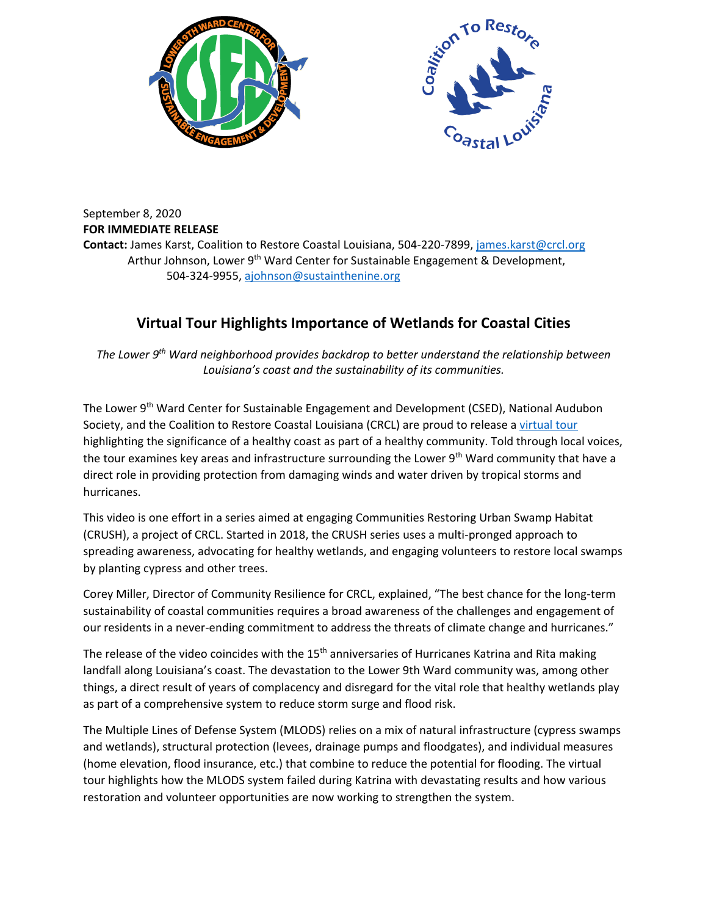September 8, 2020

**FOR IMMEDIATE RELEASE**

**Contact:** James Karst, Coalition to Restore Coastal Louisiana, 504-220-7899, james.karst@crcl.org
Arthur Johnson, Lower 9th Ward Center for Sustainable Engagement & Development, 504-324-9955, ajohnson@sustainthenine.org

## Virtual Tour Highlights Importance of Wetlands for Coastal Cities

*The Lower 9th Ward neighborhood provides backdrop to better understand the relationship between Louisiana's coast and the sustainability of its communities.*

The Lower 9th Ward Center for Sustainable Engagement and Development (CSED), National Audubon Society, and the Coalition to Restore Coastal Louisiana (CRCL) are proud to release a virtual tour highlighting the significance of a healthy coast as part of a healthy community. Told through local voices, the tour examines key areas and infrastructure surrounding the Lower 9th Ward community that have a direct role in providing protection from damaging winds and water driven by tropical storms and hurricanes.

This video is one effort in a series aimed at engaging Communities Restoring Urban Swamp Habitat (CRUSH), a project of CRCL. Started in 2018, the CRUSH series uses a multi-pronged approach to spreading awareness, advocating for healthy wetlands, and engaging volunteers to restore local swamps by planting cypress and other trees.

Corey Miller, Director of Community Resilience for CRCL, explained, "The best chance for the long-term sustainability of coastal communities requires a broad awareness of the challenges and engagement of our residents in a never-ending commitment to address the threats of climate change and hurricanes."

The release of the video coincides with the 15th anniversaries of Hurricanes Katrina and Rita making landfall along Louisiana's coast. The devastation to the Lower 9th Ward community was, among other things, a direct result of years of complacency and disregard for the vital role that healthy wetlands play as part of a comprehensive system to reduce storm surge and flood risk.

The Multiple Lines of Defense System (MLODS) relies on a mix of natural infrastructure (cypress swamps and wetlands), structural protection (levees, drainage pumps and floodgates), and individual measures (home elevation, flood insurance, etc.) that combine to reduce the potential for flooding. The virtual tour highlights how the MLODS system failed during Katrina with devastating results and how various restoration and volunteer opportunities are now working to strengthen the system.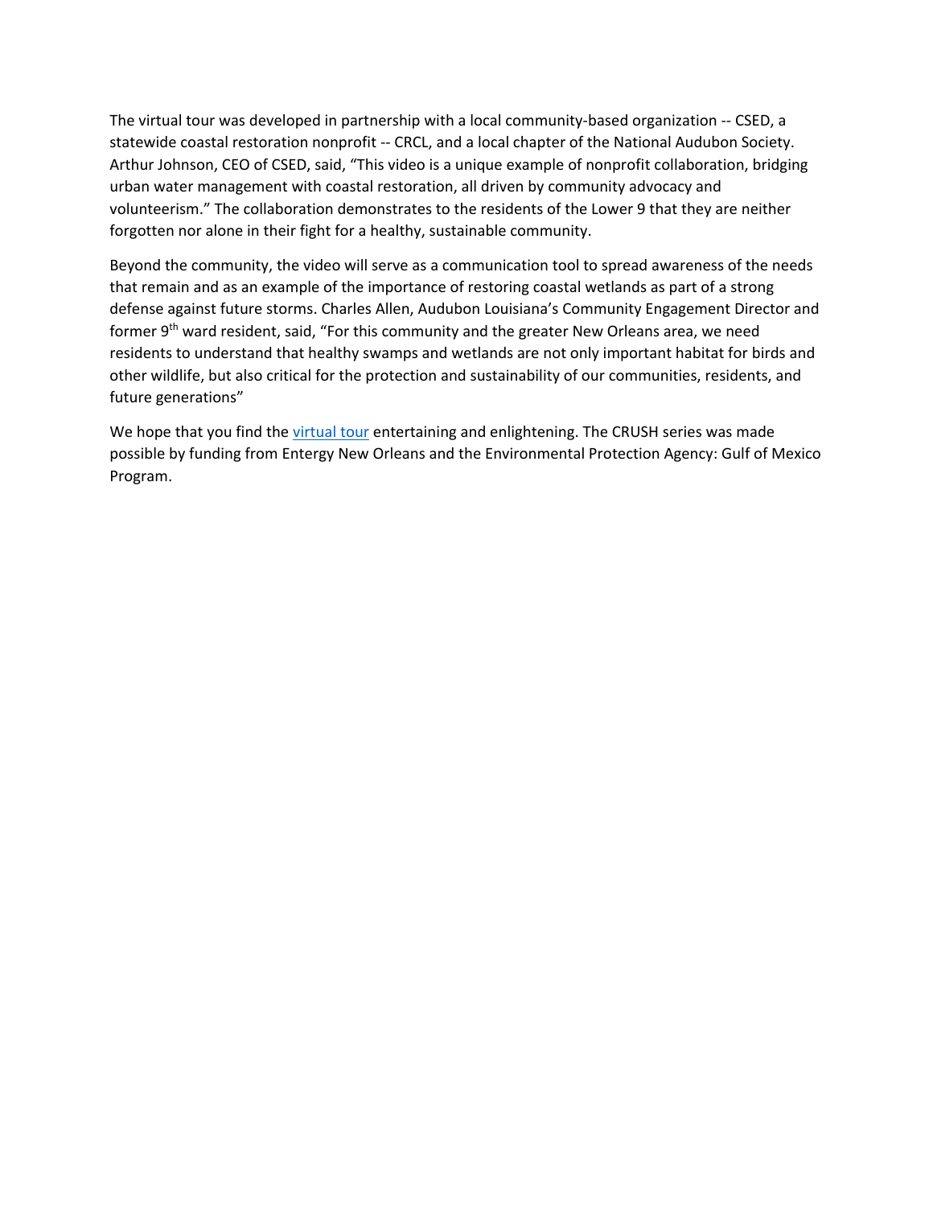The virtual tour was developed in partnership with a local community-based organization -- CSED, a statewide coastal restoration nonprofit -- CRCL, and a local chapter of the National Audubon Society. Arthur Johnson, CEO of CSED, said, "This video is a unique example of nonprofit collaboration, bridging urban water management with coastal restoration, all driven by community advocacy and volunteerism." The collaboration demonstrates to the residents of the Lower 9 that they are neither forgotten nor alone in their fight for a healthy, sustainable community.

Beyond the community, the video will serve as a communication tool to spread awareness of the needs that remain and as an example of the importance of restoring coastal wetlands as part of a strong defense against future storms. Charles Allen, Audubon Louisiana's Community Engagement Director and former 9th ward resident, said, "For this community and the greater New Orleans area, we need residents to understand that healthy swamps and wetlands are not only important habitat for birds and other wildlife, but also critical for the protection and sustainability of our communities, residents, and future generations"

We hope that you find the virtual tour entertaining and enlightening. The CRUSH series was made possible by funding from Entergy New Orleans and the Environmental Protection Agency: Gulf of Mexico Program.